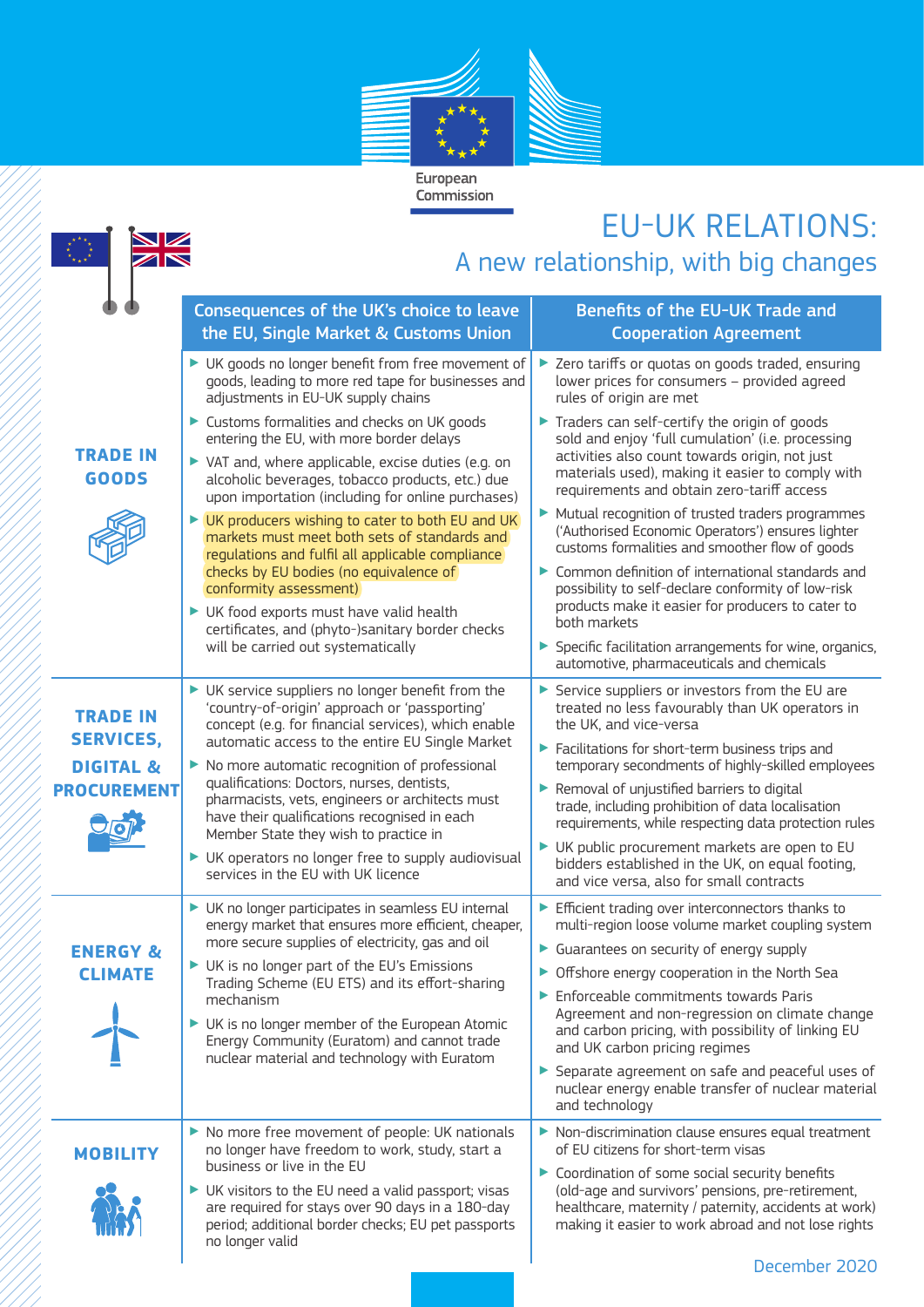European Commission

# EU-UK RELATIONS:

## A new relationship, with big changes

| | Consequences of the UK's choice to leave the EU, Single Market & Customs Union | Benefits of the EU-UK Trade and Cooperation Agreement |
|---|---|---|
| **TRADE IN GOODS** | ▶ UK goods no longer benefit from free movement of goods, leading to more red tape for businesses and adjustments in EU-UK supply chains<br>▶ Customs formalities and checks on UK goods entering the EU, with more border delays<br>▶ VAT and, where applicable, excise duties (e.g. on alcoholic beverages, tobacco products, etc.) due upon importation (including for online purchases)<br>▶ UK producers wishing to cater to both EU and UK markets must meet both sets of standards and regulations and fulfil all applicable compliance checks by EU bodies (no equivalence of conformity assessment)<br>▶ UK food exports must have valid health certificates, and (phyto-)sanitary border checks will be carried out systematically | ▶ Zero tariffs or quotas on goods traded, ensuring lower prices for consumers – provided agreed rules of origin are met<br>▶ Traders can self-certify the origin of goods sold and enjoy 'full cumulation' (i.e. processing activities also count towards origin, not just materials used), making it easier to comply with requirements and obtain zero-tariff access<br>▶ Mutual recognition of trusted traders programmes ('Authorised Economic Operators') ensures lighter customs formalities and smoother flow of goods<br>▶ Common definition of international standards and possibility to self-declare conformity of low-risk products make it easier for producers to cater to both markets<br>▶ Specific facilitation arrangements for wine, organics, automotive, pharmaceuticals and chemicals |
| **TRADE IN SERVICES, DIGITAL & PROCUREMENT** | ▶ UK service suppliers no longer benefit from the 'country-of-origin' approach or 'passporting' concept (e.g. for financial services), which enable automatic access to the entire EU Single Market<br>▶ No more automatic recognition of professional qualifications: Doctors, nurses, dentists, pharmacists, vets, engineers or architects must have their qualifications recognised in each Member State they wish to practice in<br>▶ UK operators no longer free to supply audiovisual services in the EU with UK licence | ▶ Service suppliers or investors from the EU are treated no less favourably than UK operators in the UK, and vice-versa<br>▶ Facilitations for short-term business trips and temporary secondments of highly-skilled employees<br>▶ Removal of unjustified barriers to digital trade, including prohibition of data localisation requirements, while respecting data protection rules<br>▶ UK public procurement markets are open to EU bidders established in the UK, on equal footing, and vice versa, also for small contracts |
| **ENERGY & CLIMATE** | ▶ UK no longer participates in seamless EU internal energy market that ensures more efficient, cheaper, more secure supplies of electricity, gas and oil<br>▶ UK is no longer part of the EU's Emissions Trading Scheme (EU ETS) and its effort-sharing mechanism<br>▶ UK is no longer member of the European Atomic Energy Community (Euratom) and cannot trade nuclear material and technology with Euratom | ▶ Efficient trading over interconnectors thanks to multi-region loose volume market coupling system<br>▶ Guarantees on security of energy supply<br>▶ Offshore energy cooperation in the North Sea<br>▶ Enforceable commitments towards Paris Agreement and non-regression on climate change and carbon pricing, with possibility of linking EU and UK carbon pricing regimes<br>▶ Separate agreement on safe and peaceful uses of nuclear energy enable transfer of nuclear material and technology |
| **MOBILITY** | ▶ No more free movement of people: UK nationals no longer have freedom to work, study, start a business or live in the EU<br>▶ UK visitors to the EU need a valid passport; visas are required for stays over 90 days in a 180-day period; additional border checks; EU pet passports no longer valid | ▶ Non-discrimination clause ensures equal treatment of EU citizens for short-term visas<br>▶ Coordination of some social security benefits (old-age and survivors' pensions, pre-retirement, healthcare, maternity / paternity, accidents at work) making it easier to work abroad and not lose rights |

December 2020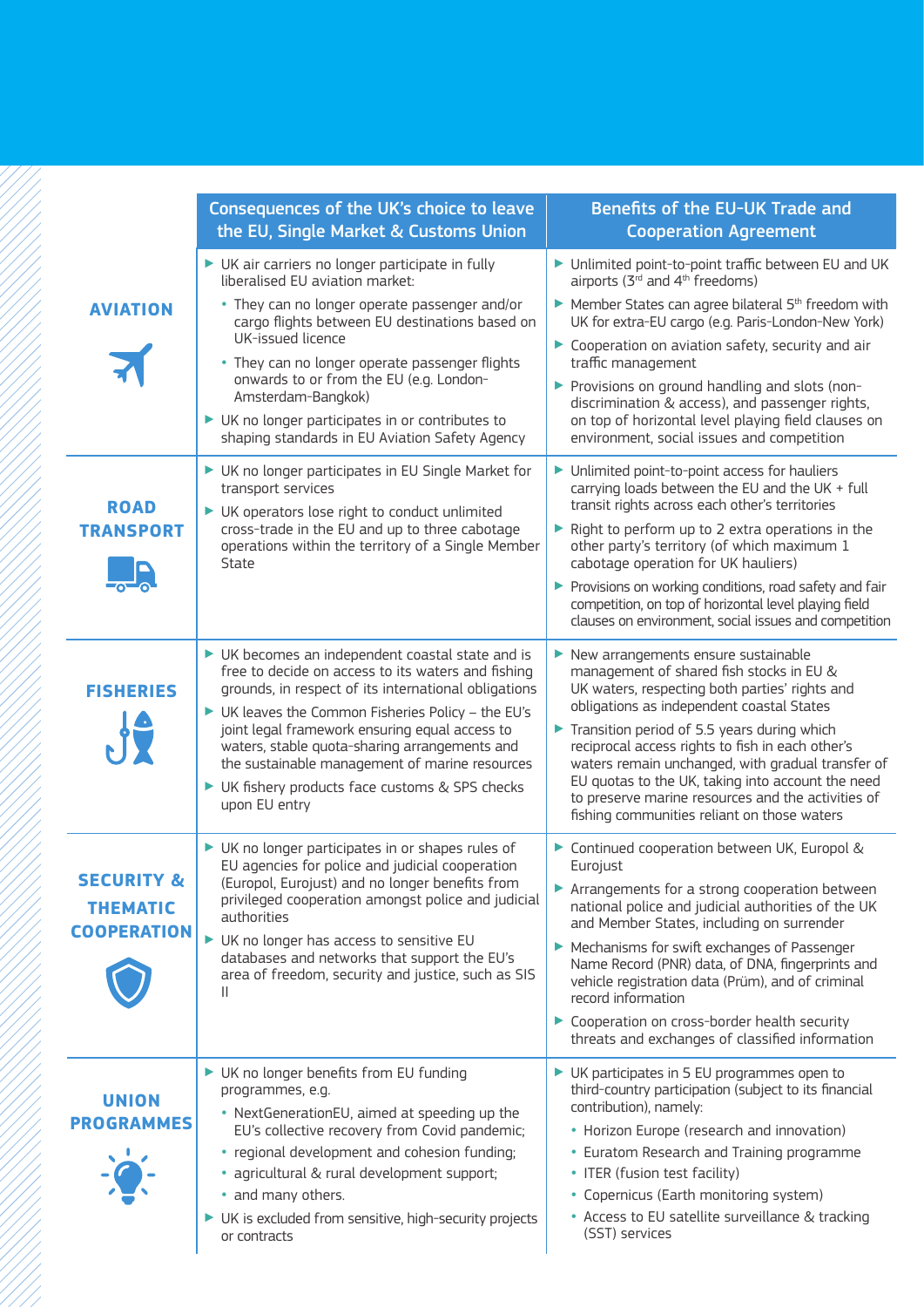| | Consequences of the UK's choice to leave the EU, Single Market & Customs Union | Benefits of the EU-UK Trade and Cooperation Agreement |
|---|---|---|
| **AVIATION** | ▶ UK air carriers no longer participate in fully liberalised EU aviation market:<br>• They can no longer operate passenger and/or cargo flights between EU destinations based on UK-issued licence<br>• They can no longer operate passenger flights onwards to or from the EU (e.g. London-Amsterdam-Bangkok)<br>▶ UK no longer participates in or contributes to shaping standards in EU Aviation Safety Agency | ▶ Unlimited point-to-point traffic between EU and UK airports (3rd and 4th freedoms)<br>▶ Member States can agree bilateral 5th freedom with UK for extra-EU cargo (e.g. Paris-London-New York)<br>▶ Cooperation on aviation safety, security and air traffic management<br>▶ Provisions on ground handling and slots (non-discrimination & access), and passenger rights, on top of horizontal level playing field clauses on environment, social issues and competition |
| **ROAD TRANSPORT** | ▶ UK no longer participates in EU Single Market for transport services<br>▶ UK operators lose right to conduct unlimited cross-trade in the EU and up to three cabotage operations within the territory of a Single Member State | ▶ Unlimited point-to-point access for hauliers carrying loads between the EU and the UK + full transit rights across each other's territories<br>▶ Right to perform up to 2 extra operations in the other party's territory (of which maximum 1 cabotage operation for UK hauliers)<br>▶ Provisions on working conditions, road safety and fair competition, on top of horizontal level playing field clauses on environment, social issues and competition |
| **FISHERIES** | ▶ UK becomes an independent coastal state and is free to decide on access to its waters and fishing grounds, in respect of its international obligations<br>▶ UK leaves the Common Fisheries Policy – the EU's joint legal framework ensuring equal access to waters, stable quota-sharing arrangements and the sustainable management of marine resources<br>▶ UK fishery products face customs & SPS checks upon EU entry | ▶ New arrangements ensure sustainable management of shared fish stocks in EU & UK waters, respecting both parties' rights and obligations as independent coastal States<br>▶ Transition period of 5.5 years during which reciprocal access rights to fish in each other's waters remain unchanged, with gradual transfer of EU quotas to the UK, taking into account the need to preserve marine resources and the activities of fishing communities reliant on those waters |
| **SECURITY & THEMATIC COOPERATION** | ▶ UK no longer participates in or shapes rules of EU agencies for police and judicial cooperation (Europol, Eurojust) and no longer benefits from privileged cooperation amongst police and judicial authorities<br>▶ UK no longer has access to sensitive EU databases and networks that support the EU's area of freedom, security and justice, such as SIS II | ▶ Continued cooperation between UK, Europol & Eurojust<br>▶ Arrangements for a strong cooperation between national police and judicial authorities of the UK and Member States, including on surrender<br>▶ Mechanisms for swift exchanges of Passenger Name Record (PNR) data, of DNA, fingerprints and vehicle registration data (Prüm), and of criminal record information<br>▶ Cooperation on cross-border health security threats and exchanges of classified information |
| **UNION PROGRAMMES** | ▶ UK no longer benefits from EU funding programmes, e.g.<br>• NextGenerationEU, aimed at speeding up the EU's collective recovery from Covid pandemic;<br>• regional development and cohesion funding;<br>• agricultural & rural development support;<br>• and many others.<br>▶ UK is excluded from sensitive, high-security projects or contracts | ▶ UK participates in 5 EU programmes open to third-country participation (subject to its financial contribution), namely:<br>• Horizon Europe (research and innovation)<br>• Euratom Research and Training programme<br>• ITER (fusion test facility)<br>• Copernicus (Earth monitoring system)<br>• Access to EU satellite surveillance & tracking (SST) services |